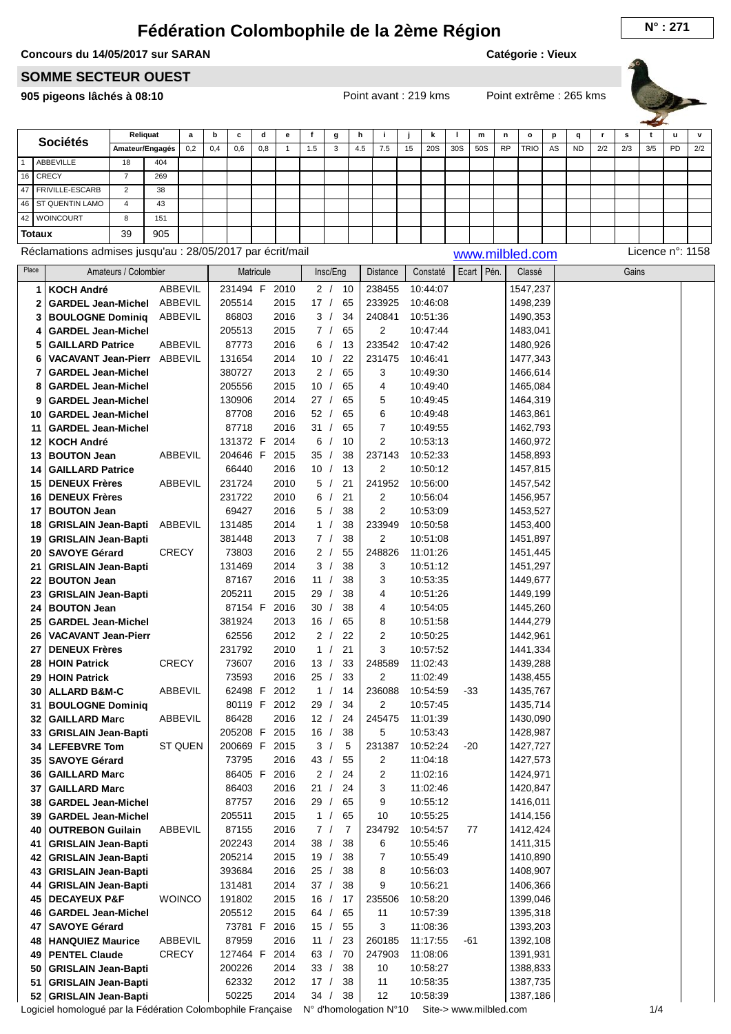# Fédération Colombophile de la 2ème Région

**N° : 271**

**Concours du 14/05/2017 sur SARAN** — **Catégorie : Vieux**

## SOMME SECTEUR OUEST

**905 pigeons lâchés à 08:10** — Point avant : 219 kms — Point extrême : 265 kms

| Sociétés | | Reliquat Amateur/Engagés | | a 0,2 | b 0,4 | c 0,6 | d 0,8 | e 1 | f 1.5 | g 3 | h 4.5 | i 7.5 | j 15 | k 20S | l 30S | m 50S | n RP | o TRIO | p AS | q ND | r 2/2 | s 2/3 | t 3/5 | u PD | v 2/2 |
|---|---|---|---|---|---|---|---|---|---|---|---|---|---|---|---|---|---|---|---|---|---|---|---|---|---|
| 1 | ABBEVILLE | 18 | 404 | | | | | | | | | | | | | | | | | | | | | | |
| 16 | CRECY | 7 | 269 | | | | | | | | | | | | | | | | | | | | | | |
| 47 | FRIVILLE-ESCARB | 2 | 38 | | | | | | | | | | | | | | | | | | | | | | |
| 46 | ST QUENTIN LAMO | 4 | 43 | | | | | | | | | | | | | | | | | | | | | | |
| 42 | WOINCOURT | 8 | 151 | | | | | | | | | | | | | | | | | | | | | | |
| Totaux | | 39 | 905 | | | | | | | | | | | | | | | | | | | | | | |

Réclamations admises jusqu'au : 28/05/2017 par écrit/mail — www.milbled.com — Licence n°: 1158

| Place | Amateurs / Colombier | | Matricule | | Insc/Eng | Distance | Constaté | Ecart | Pén. | Classé | Gains |
|---|---|---|---|---|---|---|---|---|---|---|---|
| 1 | **KOCH André** | ABBEVIL | 231494 F | 2010 | 2 / 10 | 238455 | 10:44:07 | | | 1547,237 | |
| 2 | **GARDEL Jean-Michel** | ABBEVIL | 205514 | 2015 | 17 / 65 | 233925 | 10:46:08 | | | 1498,239 | |
| 3 | **BOULOGNE Dominiq** | ABBEVIL | 86803 | 2016 | 3 / 34 | 240841 | 10:51:36 | | | 1490,353 | |
| 4 | **GARDEL Jean-Michel** | | 205513 | 2015 | 7 / 65 | 2 | 10:47:44 | | | 1483,041 | |
| 5 | **GAILLARD Patrice** | ABBEVIL | 87773 | 2016 | 6 / 13 | 233542 | 10:47:42 | | | 1480,926 | |
| 6 | **VACAVANT Jean-Pierr** | ABBEVIL | 131654 | 2014 | 10 / 22 | 231475 | 10:46:41 | | | 1477,343 | |
| 7 | **GARDEL Jean-Michel** | | 380727 | 2013 | 2 / 65 | 3 | 10:49:30 | | | 1466,614 | |
| 8 | **GARDEL Jean-Michel** | | 205556 | 2015 | 10 / 65 | 4 | 10:49:40 | | | 1465,084 | |
| 9 | **GARDEL Jean-Michel** | | 130906 | 2014 | 27 / 65 | 5 | 10:49:45 | | | 1464,319 | |
| 10 | **GARDEL Jean-Michel** | | 87708 | 2016 | 52 / 65 | 6 | 10:49:48 | | | 1463,861 | |
| 11 | **GARDEL Jean-Michel** | | 87718 | 2016 | 31 / 65 | 7 | 10:49:55 | | | 1462,793 | |
| 12 | **KOCH André** | | 131372 F | 2014 | 6 / 10 | 2 | 10:53:13 | | | 1460,972 | |
| 13 | **BOUTON Jean** | ABBEVIL | 204646 F | 2015 | 35 / 38 | 237143 | 10:52:33 | | | 1458,893 | |
| 14 | **GAILLARD Patrice** | | 66440 | 2016 | 10 / 13 | 2 | 10:50:12 | | | 1457,815 | |
| 15 | **DENEUX Frères** | ABBEVIL | 231724 | 2010 | 5 / 21 | 241952 | 10:56:00 | | | 1457,542 | |
| 16 | **DENEUX Frères** | | 231722 | 2010 | 6 / 21 | 2 | 10:56:04 | | | 1456,957 | |
| 17 | **BOUTON Jean** | | 69427 | 2016 | 5 / 38 | 2 | 10:53:09 | | | 1453,527 | |
| 18 | **GRISLAIN Jean-Bapti** | ABBEVIL | 131485 | 2014 | 1 / 38 | 233949 | 10:50:58 | | | 1453,400 | |
| 19 | **GRISLAIN Jean-Bapti** | | 381448 | 2013 | 7 / 38 | 2 | 10:51:08 | | | 1451,897 | |
| 20 | **SAVOYE Gérard** | CRECY | 73803 | 2016 | 2 / 55 | 248826 | 11:01:26 | | | 1451,445 | |
| 21 | **GRISLAIN Jean-Bapti** | | 131469 | 2014 | 3 / 38 | 3 | 10:51:12 | | | 1451,297 | |
| 22 | **BOUTON Jean** | | 87167 | 2016 | 11 / 38 | 3 | 10:53:35 | | | 1449,677 | |
| 23 | **GRISLAIN Jean-Bapti** | | 205211 | 2015 | 29 / 38 | 4 | 10:51:26 | | | 1449,199 | |
| 24 | **BOUTON Jean** | | 87154 F | 2016 | 30 / 38 | 4 | 10:54:05 | | | 1445,260 | |
| 25 | **GARDEL Jean-Michel** | | 381924 | 2013 | 16 / 65 | 8 | 10:51:58 | | | 1444,279 | |
| 26 | **VACAVANT Jean-Pierr** | | 62556 | 2012 | 2 / 22 | 2 | 10:50:25 | | | 1442,961 | |
| 27 | **DENEUX Frères** | | 231792 | 2010 | 1 / 21 | 3 | 10:57:52 | | | 1441,334 | |
| 28 | **HOIN Patrick** | CRECY | 73607 | 2016 | 13 / 33 | 248589 | 11:02:43 | | | 1439,288 | |
| 29 | **HOIN Patrick** | | 73593 | 2016 | 25 / 33 | 2 | 11:02:49 | | | 1438,455 | |
| 30 | **ALLARD B&M-C** | ABBEVIL | 62498 F | 2012 | 1 / 14 | 236088 | 10:54:59 | -33 | | 1435,767 | |
| 31 | **BOULOGNE Dominiq** | | 80119 F | 2012 | 29 / 34 | 2 | 10:57:45 | | | 1435,714 | |
| 32 | **GAILLARD Marc** | ABBEVIL | 86428 | 2016 | 12 / 24 | 245475 | 11:01:39 | | | 1430,090 | |
| 33 | **GRISLAIN Jean-Bapti** | | 205208 F | 2015 | 16 / 38 | 5 | 10:53:43 | | | 1428,987 | |
| 34 | **LEFEBVRE Tom** | ST QUEN | 200669 F | 2015 | 3 / 5 | 231387 | 10:52:24 | -20 | | 1427,727 | |
| 35 | **SAVOYE Gérard** | | 73795 | 2016 | 43 / 55 | 2 | 11:04:18 | | | 1427,573 | |
| 36 | **GAILLARD Marc** | | 86405 F | 2016 | 2 / 24 | 2 | 11:02:16 | | | 1424,971 | |
| 37 | **GAILLARD Marc** | | 86403 | 2016 | 21 / 24 | 3 | 11:02:46 | | | 1420,847 | |
| 38 | **GARDEL Jean-Michel** | | 87757 | 2016 | 29 / 65 | 9 | 10:55:12 | | | 1416,011 | |
| 39 | **GARDEL Jean-Michel** | | 205511 | 2015 | 1 / 65 | 10 | 10:55:25 | | | 1414,156 | |
| 40 | **OUTREBON Guilain** | ABBEVIL | 87155 | 2016 | 7 / 7 | 234792 | 10:54:57 | 77 | | 1412,424 | |
| 41 | **GRISLAIN Jean-Bapti** | | 202243 | 2014 | 38 / 38 | 6 | 10:55:46 | | | 1411,315 | |
| 42 | **GRISLAIN Jean-Bapti** | | 205214 | 2015 | 19 / 38 | 7 | 10:55:49 | | | 1410,890 | |
| 43 | **GRISLAIN Jean-Bapti** | | 393684 | 2016 | 25 / 38 | 8 | 10:56:03 | | | 1408,907 | |
| 44 | **GRISLAIN Jean-Bapti** | | 131481 | 2014 | 37 / 38 | 9 | 10:56:21 | | | 1406,366 | |
| 45 | **DECAYEUX P&F** | WOINCO | 191802 | 2015 | 16 / 17 | 235506 | 10:58:20 | | | 1399,046 | |
| 46 | **GARDEL Jean-Michel** | | 205512 | 2015 | 64 / 65 | 11 | 10:57:39 | | | 1395,318 | |
| 47 | **SAVOYE Gérard** | | 73781 F | 2016 | 15 / 55 | 3 | 11:08:36 | | | 1393,203 | |
| 48 | **HANQUIEZ Maurice** | ABBEVIL | 87959 | 2016 | 11 / 23 | 260185 | 11:17:55 | -61 | | 1392,108 | |
| 49 | **PENTEL Claude** | CRECY | 127464 F | 2014 | 63 / 70 | 247903 | 11:08:06 | | | 1391,931 | |
| 50 | **GRISLAIN Jean-Bapti** | | 200226 | 2014 | 33 / 38 | 10 | 10:58:27 | | | 1388,833 | |
| 51 | **GRISLAIN Jean-Bapti** | | 62332 | 2012 | 17 / 38 | 11 | 10:58:35 | | | 1387,735 | |
| 52 | **GRISLAIN Jean-Bapti** | | 50225 | 2014 | 34 / 38 | 12 | 10:58:39 | | | 1387,186 | |

Logiciel homologué par la Fédération Colombophile Française — N° d'homologation N°10 — Site-> www.milbled.com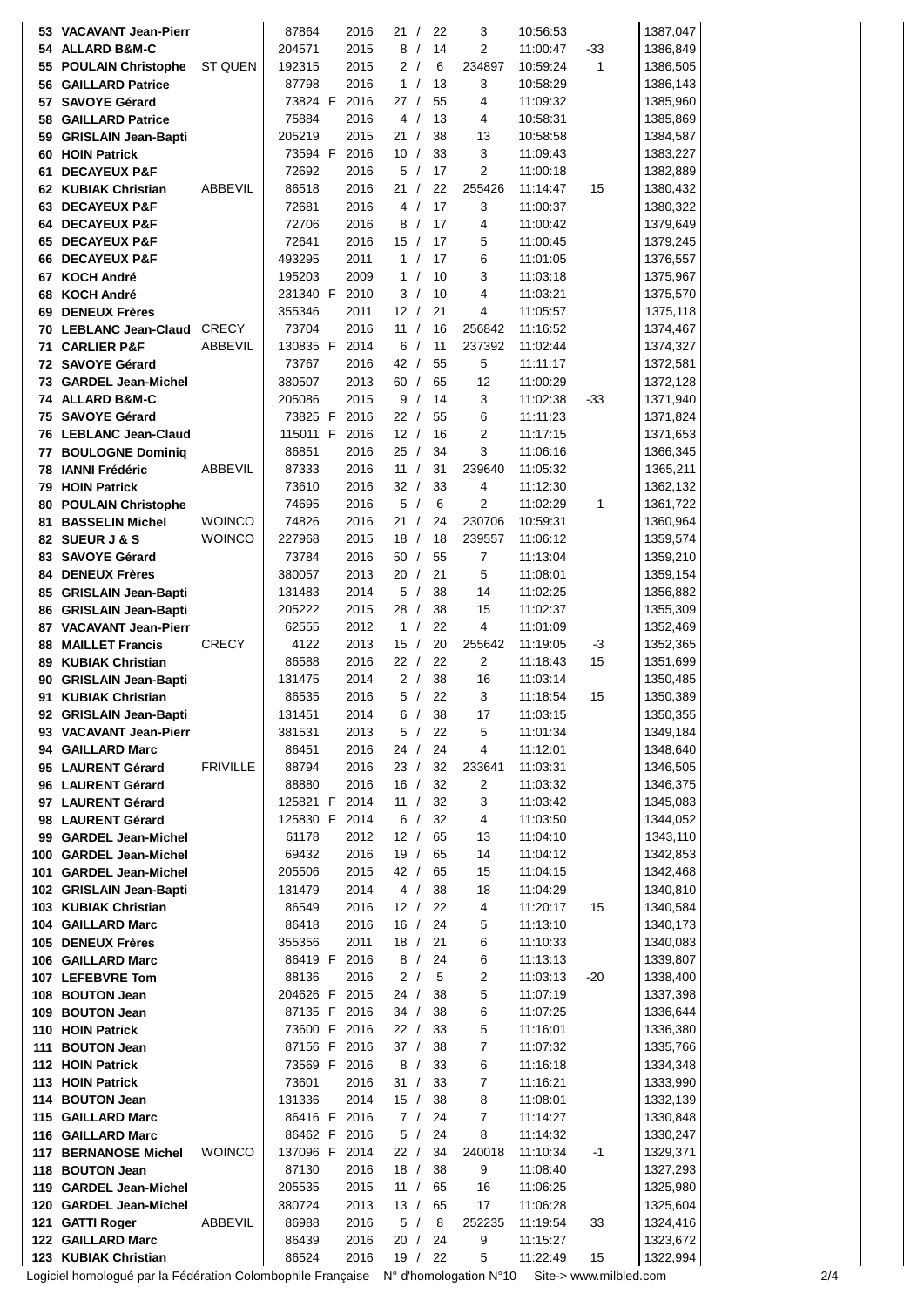| | | | | | | | | | | |
|---|---|---|---|---|---|---|---|---|---|---|
| 53 | VACAVANT Jean-Pierr | | 87864 | 2016 | 21 / 22 | 3 | 10:56:53 | | 1387,047 |
| 54 | ALLARD B&M-C | | 204571 | 2015 | 8 / 14 | 2 | 11:00:47 | -33 | 1386,849 |
| 55 | POULAIN Christophe | ST QUEN | 192315 | 2015 | 2 / 6 | 234897 | 10:59:24 | 1 | 1386,505 |
| 56 | GAILLARD Patrice | | 87798 | 2016 | 1 / 13 | 3 | 10:58:29 | | 1386,143 |
| 57 | SAVOYE Gérard | | 73824 F | 2016 | 27 / 55 | 4 | 11:09:32 | | 1385,960 |
| 58 | GAILLARD Patrice | | 75884 | 2016 | 4 / 13 | 4 | 10:58:31 | | 1385,869 |
| 59 | GRISLAIN Jean-Bapti | | 205219 | 2015 | 21 / 38 | 13 | 10:58:58 | | 1384,587 |
| 60 | HOIN Patrick | | 73594 F | 2016 | 10 / 33 | 3 | 11:09:43 | | 1383,227 |
| 61 | DECAYEUX P&F | | 72692 | 2016 | 5 / 17 | 2 | 11:00:18 | | 1382,889 |
| 62 | KUBIAK Christian | ABBEVIL | 86518 | 2016 | 21 / 22 | 255426 | 11:14:47 | 15 | 1380,432 |
| 63 | DECAYEUX P&F | | 72681 | 2016 | 4 / 17 | 3 | 11:00:37 | | 1380,322 |
| 64 | DECAYEUX P&F | | 72706 | 2016 | 8 / 17 | 4 | 11:00:42 | | 1379,649 |
| 65 | DECAYEUX P&F | | 72641 | 2016 | 15 / 17 | 5 | 11:00:45 | | 1379,245 |
| 66 | DECAYEUX P&F | | 493295 | 2011 | 1 / 17 | 6 | 11:01:05 | | 1376,557 |
| 67 | KOCH André | | 195203 | 2009 | 1 / 10 | 3 | 11:03:18 | | 1375,967 |
| 68 | KOCH André | | 231340 F | 2010 | 3 / 10 | 4 | 11:03:21 | | 1375,570 |
| 69 | DENEUX Frères | | 355346 | 2011 | 12 / 21 | 4 | 11:05:57 | | 1375,118 |
| 70 | LEBLANC Jean-Claud | CRECY | 73704 | 2016 | 11 / 16 | 256842 | 11:16:52 | | 1374,467 |
| 71 | CARLIER P&F | ABBEVIL | 130835 F | 2014 | 6 / 11 | 237392 | 11:02:44 | | 1374,327 |
| 72 | SAVOYE Gérard | | 73767 | 2016 | 42 / 55 | 5 | 11:11:17 | | 1372,581 |
| 73 | GARDEL Jean-Michel | | 380507 | 2013 | 60 / 65 | 12 | 11:00:29 | | 1372,128 |
| 74 | ALLARD B&M-C | | 205086 | 2015 | 9 / 14 | 3 | 11:02:38 | -33 | 1371,940 |
| 75 | SAVOYE Gérard | | 73825 F | 2016 | 22 / 55 | 6 | 11:11:23 | | 1371,824 |
| 76 | LEBLANC Jean-Claud | | 115011 F | 2016 | 12 / 16 | 2 | 11:17:15 | | 1371,653 |
| 77 | BOULOGNE Dominiq | | 86851 | 2016 | 25 / 34 | 3 | 11:06:16 | | 1366,345 |
| 78 | IANNI Frédéric | ABBEVIL | 87333 | 2016 | 11 / 31 | 239640 | 11:05:32 | | 1365,211 |
| 79 | HOIN Patrick | | 73610 | 2016 | 32 / 33 | 4 | 11:12:30 | | 1362,132 |
| 80 | POULAIN Christophe | | 74695 | 2016 | 5 / 6 | 2 | 11:02:29 | 1 | 1361,722 |
| 81 | BASSELIN Michel | WOINCO | 74826 | 2016 | 21 / 24 | 230706 | 10:59:31 | | 1360,964 |
| 82 | SUEUR J & S | WOINCO | 227968 | 2015 | 18 / 18 | 239557 | 11:06:12 | | 1359,574 |
| 83 | SAVOYE Gérard | | 73784 | 2016 | 50 / 55 | 7 | 11:13:04 | | 1359,210 |
| 84 | DENEUX Frères | | 380057 | 2013 | 20 / 21 | 5 | 11:08:01 | | 1359,154 |
| 85 | GRISLAIN Jean-Bapti | | 131483 | 2014 | 5 / 38 | 14 | 11:02:25 | | 1356,882 |
| 86 | GRISLAIN Jean-Bapti | | 205222 | 2015 | 28 / 38 | 15 | 11:02:37 | | 1355,309 |
| 87 | VACAVANT Jean-Pierr | | 62555 | 2012 | 1 / 22 | 4 | 11:01:09 | | 1352,469 |
| 88 | MAILLET Francis | CRECY | 4122 | 2013 | 15 / 20 | 255642 | 11:19:05 | -3 | 1352,365 |
| 89 | KUBIAK Christian | | 86588 | 2016 | 22 / 22 | 2 | 11:18:43 | 15 | 1351,699 |
| 90 | GRISLAIN Jean-Bapti | | 131475 | 2014 | 2 / 38 | 16 | 11:03:14 | | 1350,485 |
| 91 | KUBIAK Christian | | 86535 | 2016 | 5 / 22 | 3 | 11:18:54 | 15 | 1350,389 |
| 92 | GRISLAIN Jean-Bapti | | 131451 | 2014 | 6 / 38 | 17 | 11:03:15 | | 1350,355 |
| 93 | VACAVANT Jean-Pierr | | 381531 | 2013 | 5 / 22 | 5 | 11:01:34 | | 1349,184 |
| 94 | GAILLARD Marc | | 86451 | 2016 | 24 / 24 | 4 | 11:12:01 | | 1348,640 |
| 95 | LAURENT Gérard | FRIVILLE | 88794 | 2016 | 23 / 32 | 233641 | 11:03:31 | | 1346,505 |
| 96 | LAURENT Gérard | | 88880 | 2016 | 16 / 32 | 2 | 11:03:32 | | 1346,375 |
| 97 | LAURENT Gérard | | 125821 F | 2014 | 11 / 32 | 3 | 11:03:42 | | 1345,083 |
| 98 | LAURENT Gérard | | 125830 F | 2014 | 6 / 32 | 4 | 11:03:50 | | 1344,052 |
| 99 | GARDEL Jean-Michel | | 61178 | 2012 | 12 / 65 | 13 | 11:04:10 | | 1343,110 |
| 100 | GARDEL Jean-Michel | | 69432 | 2016 | 19 / 65 | 14 | 11:04:12 | | 1342,853 |
| 101 | GARDEL Jean-Michel | | 205506 | 2015 | 42 / 65 | 15 | 11:04:15 | | 1342,468 |
| 102 | GRISLAIN Jean-Bapti | | 131479 | 2014 | 4 / 38 | 18 | 11:04:29 | | 1340,810 |
| 103 | KUBIAK Christian | | 86549 | 2016 | 12 / 22 | 4 | 11:20:17 | 15 | 1340,584 |
| 104 | GAILLARD Marc | | 86418 | 2016 | 16 / 24 | 5 | 11:13:10 | | 1340,173 |
| 105 | DENEUX Frères | | 355356 | 2011 | 18 / 21 | 6 | 11:10:33 | | 1340,083 |
| 106 | GAILLARD Marc | | 86419 F | 2016 | 8 / 24 | 6 | 11:13:13 | | 1339,807 |
| 107 | LEFEBVRE Tom | | 88136 | 2016 | 2 / 5 | 2 | 11:03:13 | -20 | 1338,400 |
| 108 | BOUTON Jean | | 204626 F | 2015 | 24 / 38 | 5 | 11:07:19 | | 1337,398 |
| 109 | BOUTON Jean | | 87135 F | 2016 | 34 / 38 | 6 | 11:07:25 | | 1336,644 |
| 110 | HOIN Patrick | | 73600 F | 2016 | 22 / 33 | 5 | 11:16:01 | | 1336,380 |
| 111 | BOUTON Jean | | 87156 F | 2016 | 37 / 38 | 7 | 11:07:32 | | 1335,766 |
| 112 | HOIN Patrick | | 73569 F | 2016 | 8 / 33 | 6 | 11:16:18 | | 1334,348 |
| 113 | HOIN Patrick | | 73601 | 2016 | 31 / 33 | 7 | 11:16:21 | | 1333,990 |
| 114 | BOUTON Jean | | 131336 | 2014 | 15 / 38 | 8 | 11:08:01 | | 1332,139 |
| 115 | GAILLARD Marc | | 86416 F | 2016 | 7 / 24 | 7 | 11:14:27 | | 1330,848 |
| 116 | GAILLARD Marc | | 86462 F | 2016 | 5 / 24 | 8 | 11:14:32 | | 1330,247 |
| 117 | BERNANOSE Michel | WOINCO | 137096 F | 2014 | 22 / 34 | 240018 | 11:10:34 | -1 | 1329,371 |
| 118 | BOUTON Jean | | 87130 | 2016 | 18 / 38 | 9 | 11:08:40 | | 1327,293 |
| 119 | GARDEL Jean-Michel | | 205535 | 2015 | 11 / 65 | 16 | 11:06:25 | | 1325,980 |
| 120 | GARDEL Jean-Michel | | 380724 | 2013 | 13 / 65 | 17 | 11:06:28 | | 1325,604 |
| 121 | GATTI Roger | ABBEVIL | 86988 | 2016 | 5 / 8 | 252235 | 11:19:54 | 33 | 1324,416 |
| 122 | GAILLARD Marc | | 86439 | 2016 | 20 / 24 | 9 | 11:15:27 | | 1323,672 |
| 123 | KUBIAK Christian | | 86524 | 2016 | 19 / 22 | 5 | 11:22:49 | 15 | 1322,994 |

Logiciel homologué par la Fédération Colombophile Française N° d'homologation N°10 Site-> www.milbled.com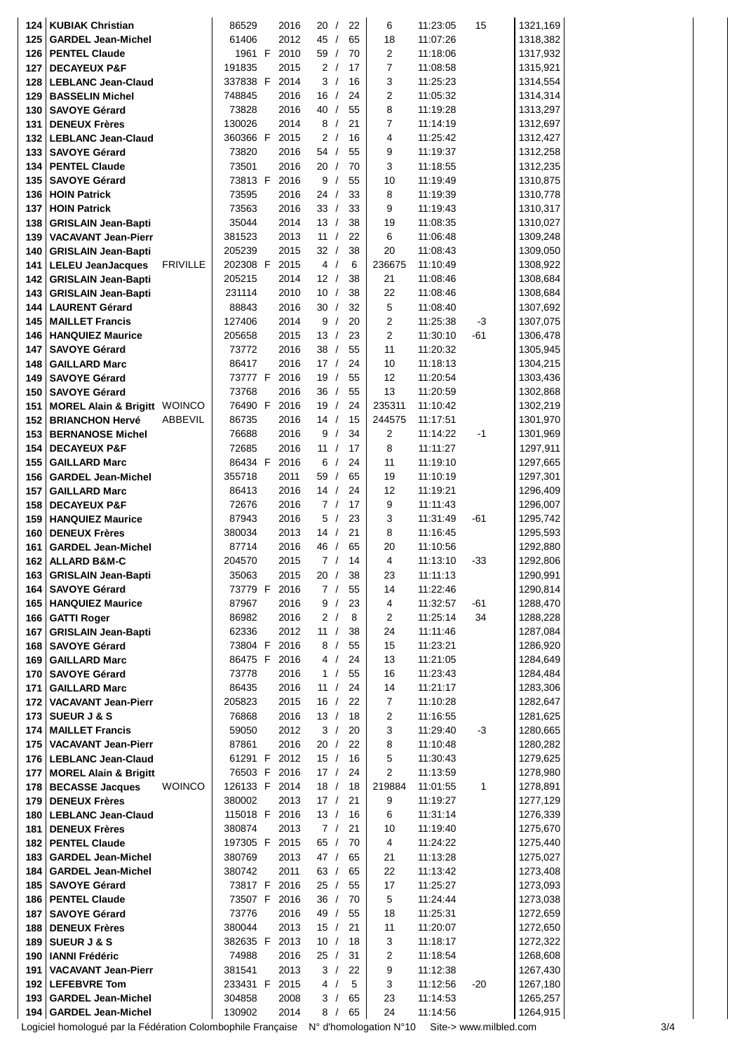| | | | | | | | | | | | |
|---|---|---|---|---|---|---|---|---|---|---|---|
| 124 | KUBIAK Christian | | 86529 | | 2016 | 20 / 22 | 6 | 11:23:05 | 15 | 1321,169 |
| 125 | GARDEL Jean-Michel | | 61406 | | 2012 | 45 / 65 | 18 | 11:07:26 | | 1318,382 |
| 126 | PENTEL Claude | | 1961 | F | 2010 | 59 / 70 | 2 | 11:18:06 | | 1317,932 |
| 127 | DECAYEUX P&F | | 191835 | | 2015 | 2 / 17 | 7 | 11:08:58 | | 1315,921 |
| 128 | LEBLANC Jean-Claud | | 337838 | F | 2014 | 3 / 16 | 3 | 11:25:23 | | 1314,554 |
| 129 | BASSELIN Michel | | 748845 | | 2016 | 16 / 24 | 2 | 11:05:32 | | 1314,314 |
| 130 | SAVOYE Gérard | | 73828 | | 2016 | 40 / 55 | 8 | 11:19:28 | | 1313,297 |
| 131 | DENEUX Frères | | 130026 | | 2014 | 8 / 21 | 7 | 11:14:19 | | 1312,697 |
| 132 | LEBLANC Jean-Claud | | 360366 | F | 2015 | 2 / 16 | 4 | 11:25:42 | | 1312,427 |
| 133 | SAVOYE Gérard | | 73820 | | 2016 | 54 / 55 | 9 | 11:19:37 | | 1312,258 |
| 134 | PENTEL Claude | | 73501 | | 2016 | 20 / 70 | 3 | 11:18:55 | | 1312,235 |
| 135 | SAVOYE Gérard | | 73813 | F | 2016 | 9 / 55 | 10 | 11:19:49 | | 1310,875 |
| 136 | HOIN Patrick | | 73595 | | 2016 | 24 / 33 | 8 | 11:19:39 | | 1310,778 |
| 137 | HOIN Patrick | | 73563 | | 2016 | 33 / 33 | 9 | 11:19:43 | | 1310,317 |
| 138 | GRISLAIN Jean-Bapti | | 35044 | | 2014 | 13 / 38 | 19 | 11:08:35 | | 1310,027 |
| 139 | VACAVANT Jean-Pierr | | 381523 | | 2013 | 11 / 22 | 6 | 11:06:48 | | 1309,248 |
| 140 | GRISLAIN Jean-Bapti | | 205239 | | 2015 | 32 / 38 | 20 | 11:08:43 | | 1309,050 |
| 141 | LELEU JeanJacques | FRIVILLE | 202308 | F | 2015 | 4 / 6 | 236675 | 11:10:49 | | 1308,922 |
| 142 | GRISLAIN Jean-Bapti | | 205215 | | 2014 | 12 / 38 | 21 | 11:08:46 | | 1308,684 |
| 143 | GRISLAIN Jean-Bapti | | 231114 | | 2010 | 10 / 38 | 22 | 11:08:46 | | 1308,684 |
| 144 | LAURENT Gérard | | 88843 | | 2016 | 30 / 32 | 5 | 11:08:40 | | 1307,692 |
| 145 | MAILLET Francis | | 127406 | | 2014 | 9 / 20 | 2 | 11:25:38 | -3 | 1307,075 |
| 146 | HANQUIEZ Maurice | | 205658 | | 2015 | 13 / 23 | 2 | 11:30:10 | -61 | 1306,478 |
| 147 | SAVOYE Gérard | | 73772 | | 2016 | 38 / 55 | 11 | 11:20:32 | | 1305,945 |
| 148 | GAILLARD Marc | | 86417 | | 2016 | 17 / 24 | 10 | 11:18:13 | | 1304,215 |
| 149 | SAVOYE Gérard | | 73777 | F | 2016 | 19 / 55 | 12 | 11:20:54 | | 1303,436 |
| 150 | SAVOYE Gérard | | 73768 | | 2016 | 36 / 55 | 13 | 11:20:59 | | 1302,868 |
| 151 | MOREL Alain & Brigitt | WOINCO | 76490 | F | 2016 | 19 / 24 | 235311 | 11:10:42 | | 1302,219 |
| 152 | BRIANCHON Hervé | ABBEVIL | 86735 | | 2016 | 14 / 15 | 244575 | 11:17:51 | | 1301,970 |
| 153 | BERNANOSE Michel | | 76688 | | 2016 | 9 / 34 | 2 | 11:14:22 | -1 | 1301,969 |
| 154 | DECAYEUX P&F | | 72685 | | 2016 | 11 / 17 | 8 | 11:11:27 | | 1297,911 |
| 155 | GAILLARD Marc | | 86434 | F | 2016 | 6 / 24 | 11 | 11:19:10 | | 1297,665 |
| 156 | GARDEL Jean-Michel | | 355718 | | 2011 | 59 / 65 | 19 | 11:10:19 | | 1297,301 |
| 157 | GAILLARD Marc | | 86413 | | 2016 | 14 / 24 | 12 | 11:19:21 | | 1296,409 |
| 158 | DECAYEUX P&F | | 72676 | | 2016 | 7 / 17 | 9 | 11:11:43 | | 1296,007 |
| 159 | HANQUIEZ Maurice | | 87943 | | 2016 | 5 / 23 | 3 | 11:31:49 | -61 | 1295,742 |
| 160 | DENEUX Frères | | 380034 | | 2013 | 14 / 21 | 8 | 11:16:45 | | 1295,593 |
| 161 | GARDEL Jean-Michel | | 87714 | | 2016 | 46 / 65 | 20 | 11:10:56 | | 1292,880 |
| 162 | ALLARD B&M-C | | 204570 | | 2015 | 7 / 14 | 4 | 11:13:10 | -33 | 1292,806 |
| 163 | GRISLAIN Jean-Bapti | | 35063 | | 2015 | 20 / 38 | 23 | 11:11:13 | | 1290,991 |
| 164 | SAVOYE Gérard | | 73779 | F | 2016 | 7 / 55 | 14 | 11:22:46 | | 1290,814 |
| 165 | HANQUIEZ Maurice | | 87967 | | 2016 | 9 / 23 | 4 | 11:32:57 | -61 | 1288,470 |
| 166 | GATTI Roger | | 86982 | | 2016 | 2 / 8 | 2 | 11:25:14 | 34 | 1288,228 |
| 167 | GRISLAIN Jean-Bapti | | 62336 | | 2012 | 11 / 38 | 24 | 11:11:46 | | 1287,084 |
| 168 | SAVOYE Gérard | | 73804 | F | 2016 | 8 / 55 | 15 | 11:23:21 | | 1286,920 |
| 169 | GAILLARD Marc | | 86475 | F | 2016 | 4 / 24 | 13 | 11:21:05 | | 1284,649 |
| 170 | SAVOYE Gérard | | 73778 | | 2016 | 1 / 55 | 16 | 11:23:43 | | 1284,484 |
| 171 | GAILLARD Marc | | 86435 | | 2016 | 11 / 24 | 14 | 11:21:17 | | 1283,306 |
| 172 | VACAVANT Jean-Pierr | | 205823 | | 2015 | 16 / 22 | 7 | 11:10:28 | | 1282,647 |
| 173 | SUEUR J & S | | 76868 | | 2016 | 13 / 18 | 2 | 11:16:55 | | 1281,625 |
| 174 | MAILLET Francis | | 59050 | | 2012 | 3 / 20 | 3 | 11:29:40 | -3 | 1280,665 |
| 175 | VACAVANT Jean-Pierr | | 87861 | | 2016 | 20 / 22 | 8 | 11:10:48 | | 1280,282 |
| 176 | LEBLANC Jean-Claud | | 61291 | F | 2012 | 15 / 16 | 5 | 11:30:43 | | 1279,625 |
| 177 | MOREL Alain & Brigitt | | 76503 | F | 2016 | 17 / 24 | 2 | 11:13:59 | | 1278,980 |
| 178 | BECASSE Jacques | WOINCO | 126133 | F | 2014 | 18 / 18 | 219884 | 11:01:55 | 1 | 1278,891 |
| 179 | DENEUX Frères | | 380002 | | 2013 | 17 / 21 | 9 | 11:19:27 | | 1277,129 |
| 180 | LEBLANC Jean-Claud | | 115018 | F | 2016 | 13 / 16 | 6 | 11:31:14 | | 1276,339 |
| 181 | DENEUX Frères | | 380874 | | 2013 | 7 / 21 | 10 | 11:19:40 | | 1275,670 |
| 182 | PENTEL Claude | | 197305 | F | 2015 | 65 / 70 | 4 | 11:24:22 | | 1275,440 |
| 183 | GARDEL Jean-Michel | | 380769 | | 2013 | 47 / 65 | 21 | 11:13:28 | | 1275,027 |
| 184 | GARDEL Jean-Michel | | 380742 | | 2011 | 63 / 65 | 22 | 11:13:42 | | 1273,408 |
| 185 | SAVOYE Gérard | | 73817 | F | 2016 | 25 / 55 | 17 | 11:25:27 | | 1273,093 |
| 186 | PENTEL Claude | | 73507 | F | 2016 | 36 / 70 | 5 | 11:24:44 | | 1273,038 |
| 187 | SAVOYE Gérard | | 73776 | | 2016 | 49 / 55 | 18 | 11:25:31 | | 1272,659 |
| 188 | DENEUX Frères | | 380044 | | 2013 | 15 / 21 | 11 | 11:20:07 | | 1272,650 |
| 189 | SUEUR J & S | | 382635 | F | 2013 | 10 / 18 | 3 | 11:18:17 | | 1272,322 |
| 190 | IANNI Frédéric | | 74988 | | 2016 | 25 / 31 | 2 | 11:18:54 | | 1268,608 |
| 191 | VACAVANT Jean-Pierr | | 381541 | | 2013 | 3 / 22 | 9 | 11:12:38 | | 1267,430 |
| 192 | LEFEBVRE Tom | | 233431 | F | 2015 | 4 / 5 | 3 | 11:12:56 | -20 | 1267,180 |
| 193 | GARDEL Jean-Michel | | 304858 | | 2008 | 3 / 65 | 23 | 11:14:53 | | 1265,257 |
| 194 | GARDEL Jean-Michel | | 130902 | | 2014 | 8 / 65 | 24 | 11:14:56 | | 1264,915 |

Logiciel homologué par la Fédération Colombophile Française N° d'homologation N°10 Site-> www.milbled.com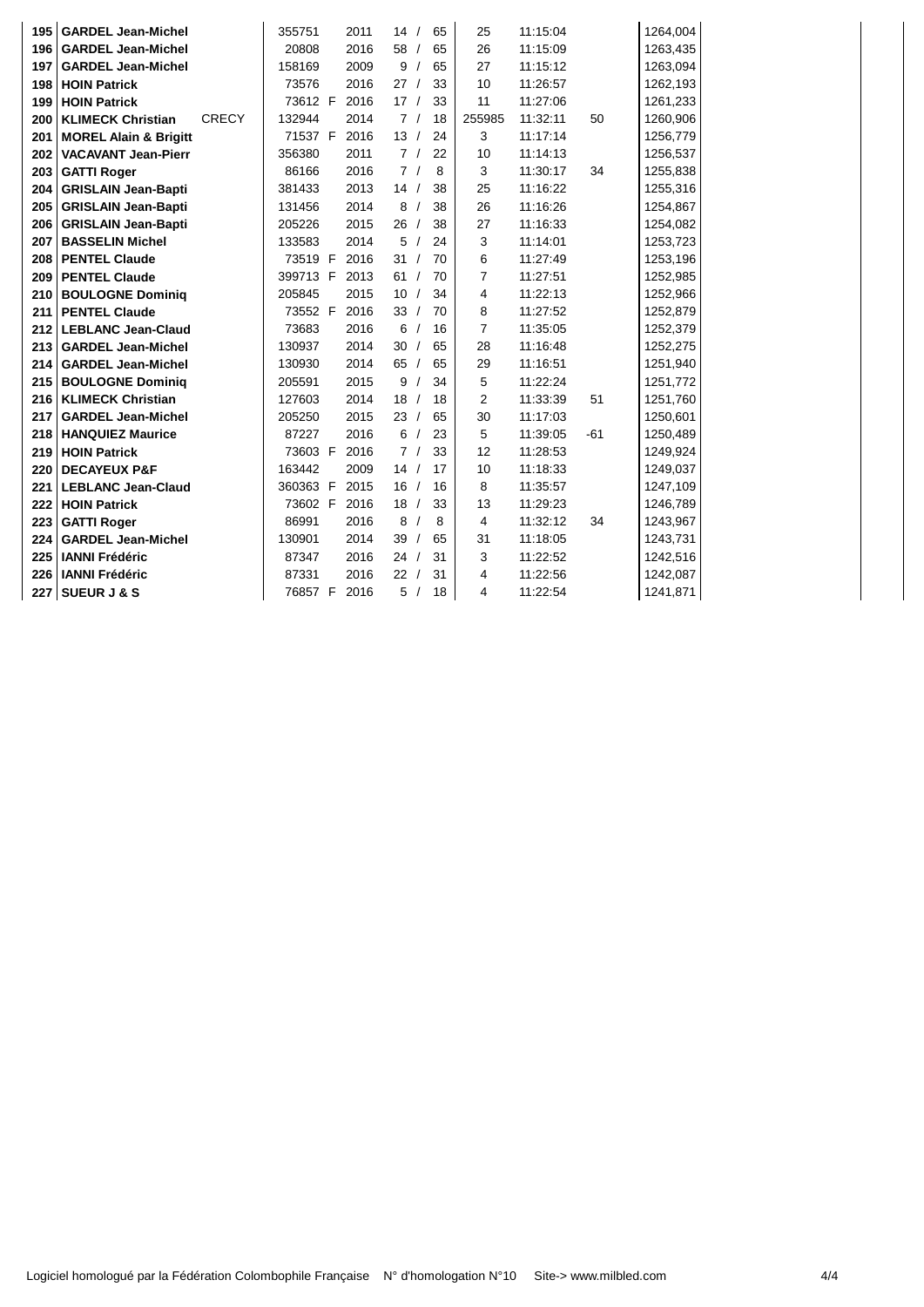| | | | | | | | | | | | |
|---|---|---|---|---|---|---|---|---|---|---|---|
| 195 | GARDEL Jean-Michel | | 355751 | | 2011 | 14 / | 65 | 25 | 11:15:04 | | 1264,004 |
| 196 | GARDEL Jean-Michel | | 20808 | | 2016 | 58 / | 65 | 26 | 11:15:09 | | 1263,435 |
| 197 | GARDEL Jean-Michel | | 158169 | | 2009 | 9 / | 65 | 27 | 11:15:12 | | 1263,094 |
| 198 | HOIN Patrick | | 73576 | | 2016 | 27 / | 33 | 10 | 11:26:57 | | 1262,193 |
| 199 | HOIN Patrick | | 73612 | F | 2016 | 17 / | 33 | 11 | 11:27:06 | | 1261,233 |
| 200 | KLIMECK Christian | CRECY | 132944 | | 2014 | 7 / | 18 | 255985 | 11:32:11 | 50 | 1260,906 |
| 201 | MOREL Alain & Brigitt | | 71537 | F | 2016 | 13 / | 24 | 3 | 11:17:14 | | 1256,779 |
| 202 | VACAVANT Jean-Pierr | | 356380 | | 2011 | 7 / | 22 | 10 | 11:14:13 | | 1256,537 |
| 203 | GATTI Roger | | 86166 | | 2016 | 7 / | 8 | 3 | 11:30:17 | 34 | 1255,838 |
| 204 | GRISLAIN Jean-Bapti | | 381433 | | 2013 | 14 / | 38 | 25 | 11:16:22 | | 1255,316 |
| 205 | GRISLAIN Jean-Bapti | | 131456 | | 2014 | 8 / | 38 | 26 | 11:16:26 | | 1254,867 |
| 206 | GRISLAIN Jean-Bapti | | 205226 | | 2015 | 26 / | 38 | 27 | 11:16:33 | | 1254,082 |
| 207 | BASSELIN Michel | | 133583 | | 2014 | 5 / | 24 | 3 | 11:14:01 | | 1253,723 |
| 208 | PENTEL Claude | | 73519 | F | 2016 | 31 / | 70 | 6 | 11:27:49 | | 1253,196 |
| 209 | PENTEL Claude | | 399713 | F | 2013 | 61 / | 70 | 7 | 11:27:51 | | 1252,985 |
| 210 | BOULOGNE Dominiq | | 205845 | | 2015 | 10 / | 34 | 4 | 11:22:13 | | 1252,966 |
| 211 | PENTEL Claude | | 73552 | F | 2016 | 33 / | 70 | 8 | 11:27:52 | | 1252,879 |
| 212 | LEBLANC Jean-Claud | | 73683 | | 2016 | 6 / | 16 | 7 | 11:35:05 | | 1252,379 |
| 213 | GARDEL Jean-Michel | | 130937 | | 2014 | 30 / | 65 | 28 | 11:16:48 | | 1252,275 |
| 214 | GARDEL Jean-Michel | | 130930 | | 2014 | 65 / | 65 | 29 | 11:16:51 | | 1251,940 |
| 215 | BOULOGNE Dominiq | | 205591 | | 2015 | 9 / | 34 | 5 | 11:22:24 | | 1251,772 |
| 216 | KLIMECK Christian | | 127603 | | 2014 | 18 / | 18 | 2 | 11:33:39 | 51 | 1251,760 |
| 217 | GARDEL Jean-Michel | | 205250 | | 2015 | 23 / | 65 | 30 | 11:17:03 | | 1250,601 |
| 218 | HANQUIEZ Maurice | | 87227 | | 2016 | 6 / | 23 | 5 | 11:39:05 | -61 | 1250,489 |
| 219 | HOIN Patrick | | 73603 | F | 2016 | 7 / | 33 | 12 | 11:28:53 | | 1249,924 |
| 220 | DECAYEUX P&F | | 163442 | | 2009 | 14 / | 17 | 10 | 11:18:33 | | 1249,037 |
| 221 | LEBLANC Jean-Claud | | 360363 | F | 2015 | 16 / | 16 | 8 | 11:35:57 | | 1247,109 |
| 222 | HOIN Patrick | | 73602 | F | 2016 | 18 / | 33 | 13 | 11:29:23 | | 1246,789 |
| 223 | GATTI Roger | | 86991 | | 2016 | 8 / | 8 | 4 | 11:32:12 | 34 | 1243,967 |
| 224 | GARDEL Jean-Michel | | 130901 | | 2014 | 39 / | 65 | 31 | 11:18:05 | | 1243,731 |
| 225 | IANNI Frédéric | | 87347 | | 2016 | 24 / | 31 | 3 | 11:22:52 | | 1242,516 |
| 226 | IANNI Frédéric | | 87331 | | 2016 | 22 / | 31 | 4 | 11:22:56 | | 1242,087 |
| 227 | SUEUR J & S | | 76857 | F | 2016 | 5 / | 18 | 4 | 11:22:54 | | 1241,871 |

Logiciel homologué par la Fédération Colombophile Française N° d'homologation N°10 Site-> www.milbled.com